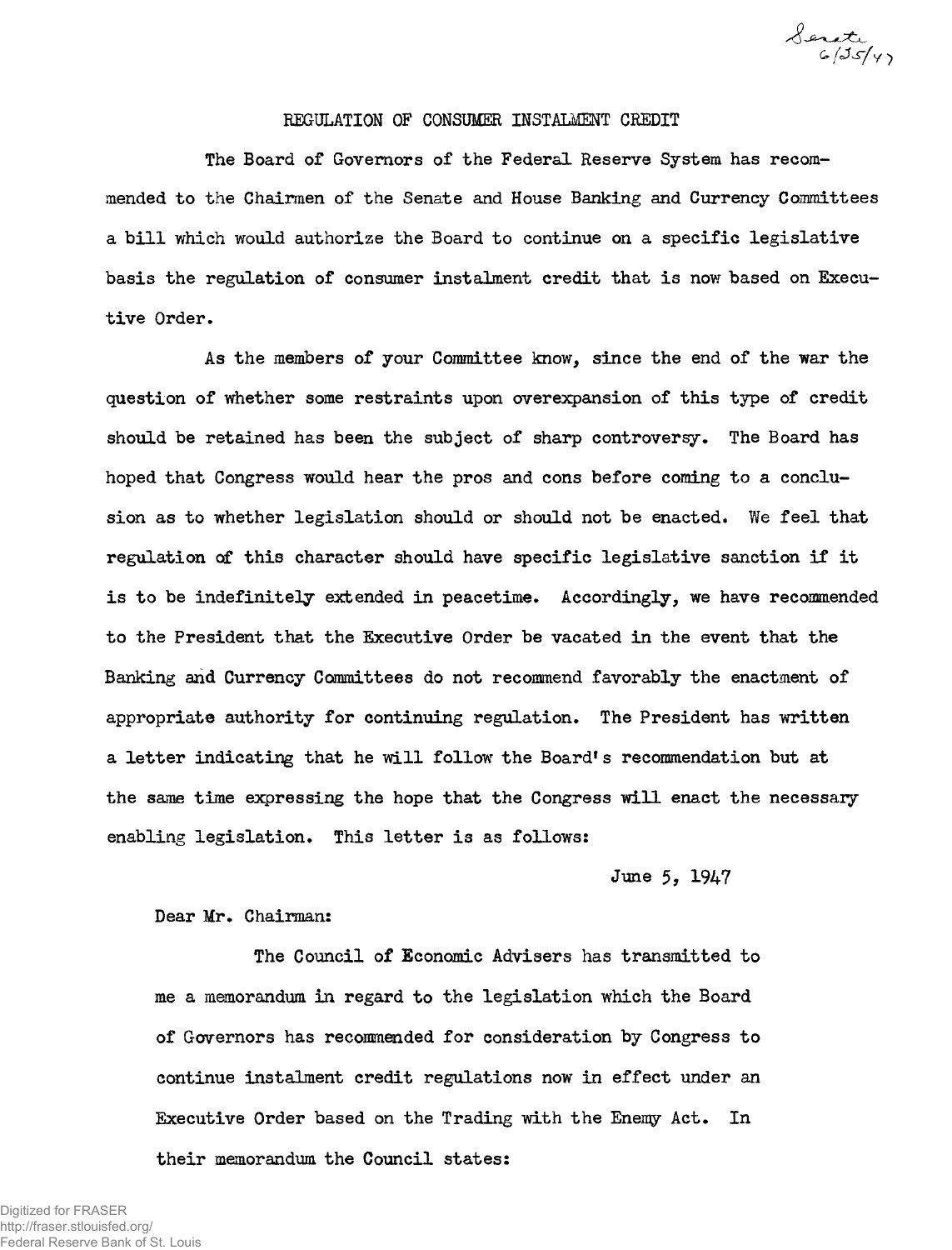Senate 6/25/47

# REGULATION OF CONSUMER INSTALMENT CREDIT

The Board of Governors of the Federal Reserve System has recommended to the Chairmen of the Senate and House Banking and Currency Committees a bill which would authorize the Board to continue on a specific legislative basis the regulation of consumer instalment credit that is now based on Executive Order.

As the members of your Committee know, since the end of the war the question of whether some restraints upon overexpansion of this type of credit should be retained has been the subject of sharp controversy. The Board has hoped that Congress would hear the pros and cons before coming to a conclusion as to whether legislation should or should not be enacted. We feel that regulation of this character should have specific legislative sanction if it is to be indefinitely extended in peacetime. Accordingly, we have recommended to the President that the Executive Order be vacated in the event that the Banking and Currency Committees do not recommend favorably the enactment of appropriate authority for continuing regulation. The President has written a letter indicating that he will follow the Board's recommendation but at the same time expressing the hope that the Congress will enact the necessary enabling legislation. This letter is as follows:

June 5, 1947

Dear Mr. Chairman:

The Council of Economic Advisers has transmitted to me a memorandum in regard to the legislation which the Board of Governors has recommended for consideration by Congress to continue instalment credit regulations now in effect under an Executive Order based on the Trading with the Enemy Act. In their memorandum the Council states: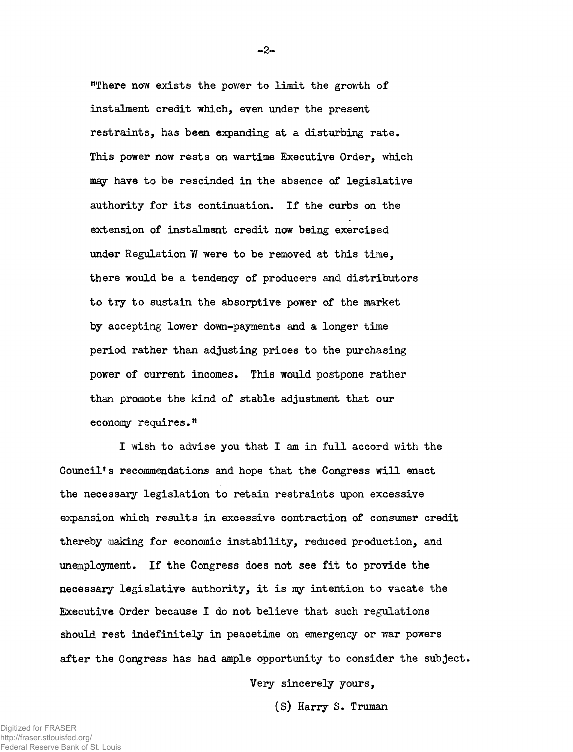"There now exists the power to limit the growth of instalment credit which, even under the present restraints, has been expanding at a disturbing rate. This power now rests on wartime Executive Order, which may have to be rescinded in the absence of legislative authority for its continuation. If the curbs on the extension of instalment credit now being exercised under Regulation W were to be removed at this time, there would be a tendency of producers and distributors to try to sustain the absorptive power of the market by accepting lower down-payments and a longer time period rather than adjusting prices to the purchasing power of current incomes. This would postpone rather than promote the kind of stable adjustment that our economy requires."

I wish to advise you that I am in full accord with the Council's recommendations and hope that the Congress will enact the necessary legislation to retain restraints upon excessive expansion which results in excessive contraction of consumer credit thereby making for economic instability, reduced production, and unemployment. If the Congress does not see fit to provide the necessary legislative authority, it is my intention to vacate the Executive Order because I do not believe that such regulations should rest indefinitely in peacetime on emergency or war powers after the Congress has had ample opportunity to consider the subject.

Very sincerely yours,

(S) Harry S. Truman

Digitized for FRASER
http://fraser.stlouisfed.org/
Federal Reserve Bank of St. Louis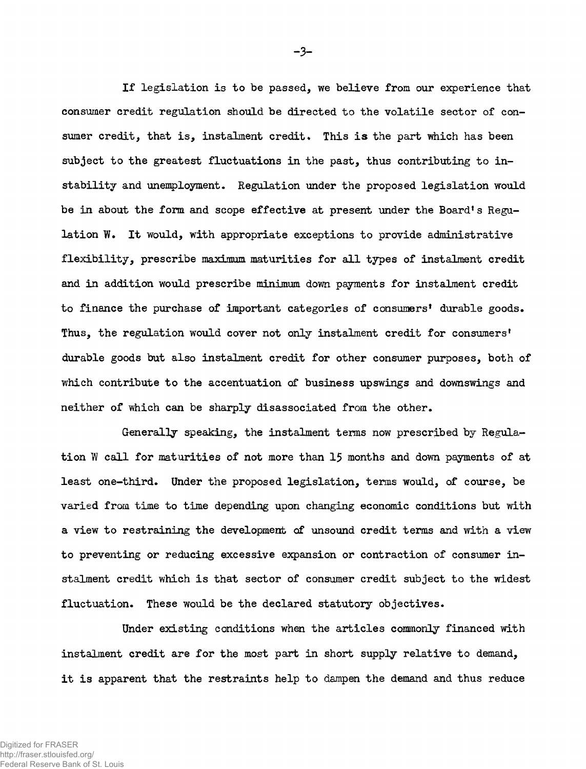If legislation is to be passed, we believe from our experience that consumer credit regulation should be directed to the volatile sector of consumer credit, that is, instalment credit. This is the part which has been subject to the greatest fluctuations in the past, thus contributing to instability and unemployment. Regulation under the proposed legislation would be in about the form and scope effective at present under the Board's Regulation W. It would, with appropriate exceptions to provide administrative flexibility, prescribe maximum maturities for all types of instalment credit and in addition would prescribe minimum down payments for instalment credit to finance the purchase of important categories of consumers' durable goods. Thus, the regulation would cover not only instalment credit for consumers' durable goods but also instalment credit for other consumer purposes, both of which contribute to the accentuation of business upswings and downswings and neither of which can be sharply disassociated from the other.

Generally speaking, the instalment terms now prescribed by Regulation W call for maturities of not more than 15 months and down payments of at least one-third. Under the proposed legislation, terms would, of course, be varied from time to time depending upon changing economic conditions but with a view to restraining the development of unsound credit terms and with a view to preventing or reducing excessive expansion or contraction of consumer instalment credit which is that sector of consumer credit subject to the widest fluctuation. These would be the declared statutory objectives.

Under existing conditions when the articles commonly financed with instalment credit are for the most part in short supply relative to demand, it is apparent that the restraints help to dampen the demand and thus reduce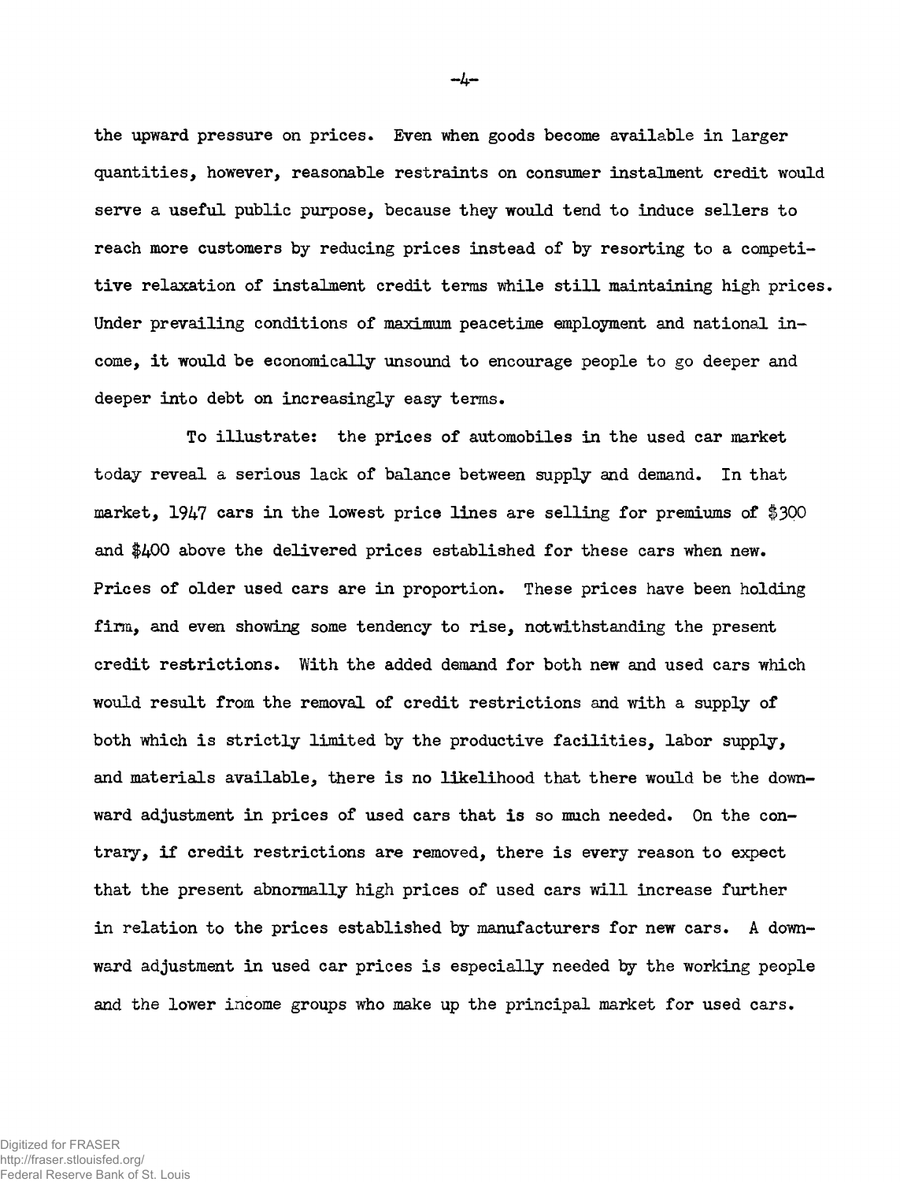the upward pressure on prices. Even when goods become available in larger quantities, however, reasonable restraints on consumer instalment credit would serve a useful public purpose, because they would tend to induce sellers to reach more customers by reducing prices instead of by resorting to a competitive relaxation of instalment credit terms while still maintaining high prices. Under prevailing conditions of maximum peacetime employment and national income, it would be economically unsound to encourage people to go deeper and deeper into debt on increasingly easy terms.

To illustrate: the prices of automobiles in the used car market today reveal a serious lack of balance between supply and demand. In that market, 1947 cars in the lowest price lines are selling for premiums of $300 and $400 above the delivered prices established for these cars when new. Prices of older used cars are in proportion. These prices have been holding firm, and even showing some tendency to rise, notwithstanding the present credit restrictions. With the added demand for both new and used cars which would result from the removal of credit restrictions and with a supply of both which is strictly limited by the productive facilities, labor supply, and materials available, there is no likelihood that there would be the downward adjustment in prices of used cars that is so much needed. On the contrary, if credit restrictions are removed, there is every reason to expect that the present abnormally high prices of used cars will increase further in relation to the prices established by manufacturers for new cars. A downward adjustment in used car prices is especially needed by the working people and the lower income groups who make up the principal market for used cars.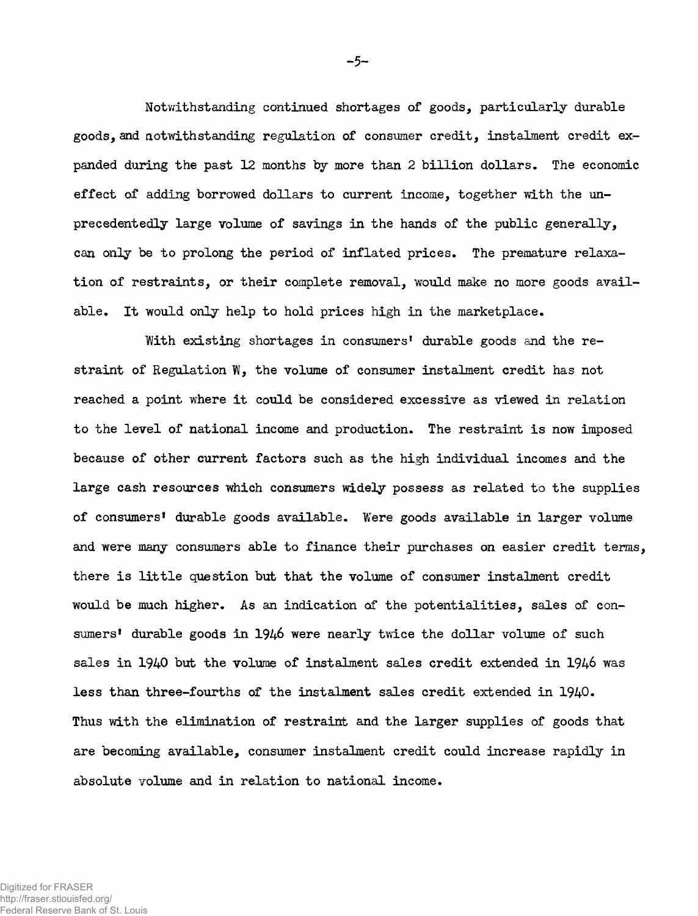Notwithstanding continued shortages of goods, particularly durable goods, and notwithstanding regulation of consumer credit, instalment credit expanded during the past 12 months by more than 2 billion dollars. The economic effect of adding borrowed dollars to current income, together with the unprecedentedly large volume of savings in the hands of the public generally, can only be to prolong the period of inflated prices. The premature relaxation of restraints, or their complete removal, would make no more goods available. It would only help to hold prices high in the marketplace.

With existing shortages in consumers' durable goods and the restraint of Regulation W, the volume of consumer instalment credit has not reached a point where it could be considered excessive as viewed in relation to the level of national income and production. The restraint is now imposed because of other current factors such as the high individual incomes and the large cash resources which consumers widely possess as related to the supplies of consumers' durable goods available. Were goods available in larger volume and were many consumers able to finance their purchases on easier credit terms, there is little question but that the volume of consumer instalment credit would be much higher. As an indication of the potentialities, sales of consumers' durable goods in 1946 were nearly twice the dollar volume of such sales in 1940 but the volume of instalment sales credit extended in 1946 was less than three-fourths of the instalment sales credit extended in 1940. Thus with the elimination of restraint and the larger supplies of goods that are becoming available, consumer instalment credit could increase rapidly in absolute volume and in relation to national income.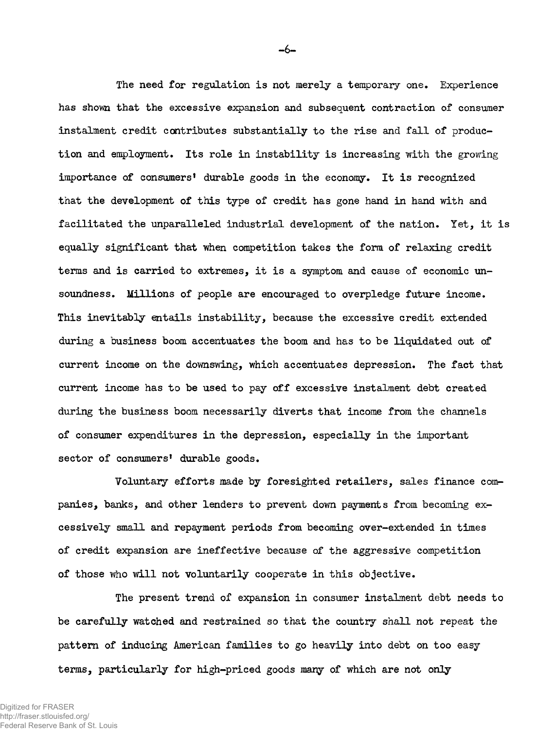The need for regulation is not merely a temporary one. Experience has shown that the excessive expansion and subsequent contraction of consumer instalment credit contributes substantially to the rise and fall of production and employment. Its role in instability is increasing with the growing importance of consumers' durable goods in the economy. It is recognized that the development of this type of credit has gone hand in hand with and facilitated the unparalleled industrial development of the nation. Yet, it is equally significant that when competition takes the form of relaxing credit terms and is carried to extremes, it is a symptom and cause of economic unsoundness. Millions of people are encouraged to overpledge future income. This inevitably entails instability, because the excessive credit extended during a business boom accentuates the boom and has to be liquidated out of current income on the downswing, which accentuates depression. The fact that current income has to be used to pay off excessive instalment debt created during the business boom necessarily diverts that income from the channels of consumer expenditures in the depression, especially in the important sector of consumers' durable goods.

Voluntary efforts made by foresighted retailers, sales finance companies, banks, and other lenders to prevent down payments from becoming excessively small and repayment periods from becoming over-extended in times of credit expansion are ineffective because of the aggressive competition of those who will not voluntarily cooperate in this objective.

The present trend of expansion in consumer instalment debt needs to be carefully watched and restrained so that the country shall not repeat the pattern of inducing American families to go heavily into debt on too easy terms, particularly for high-priced goods many of which are not only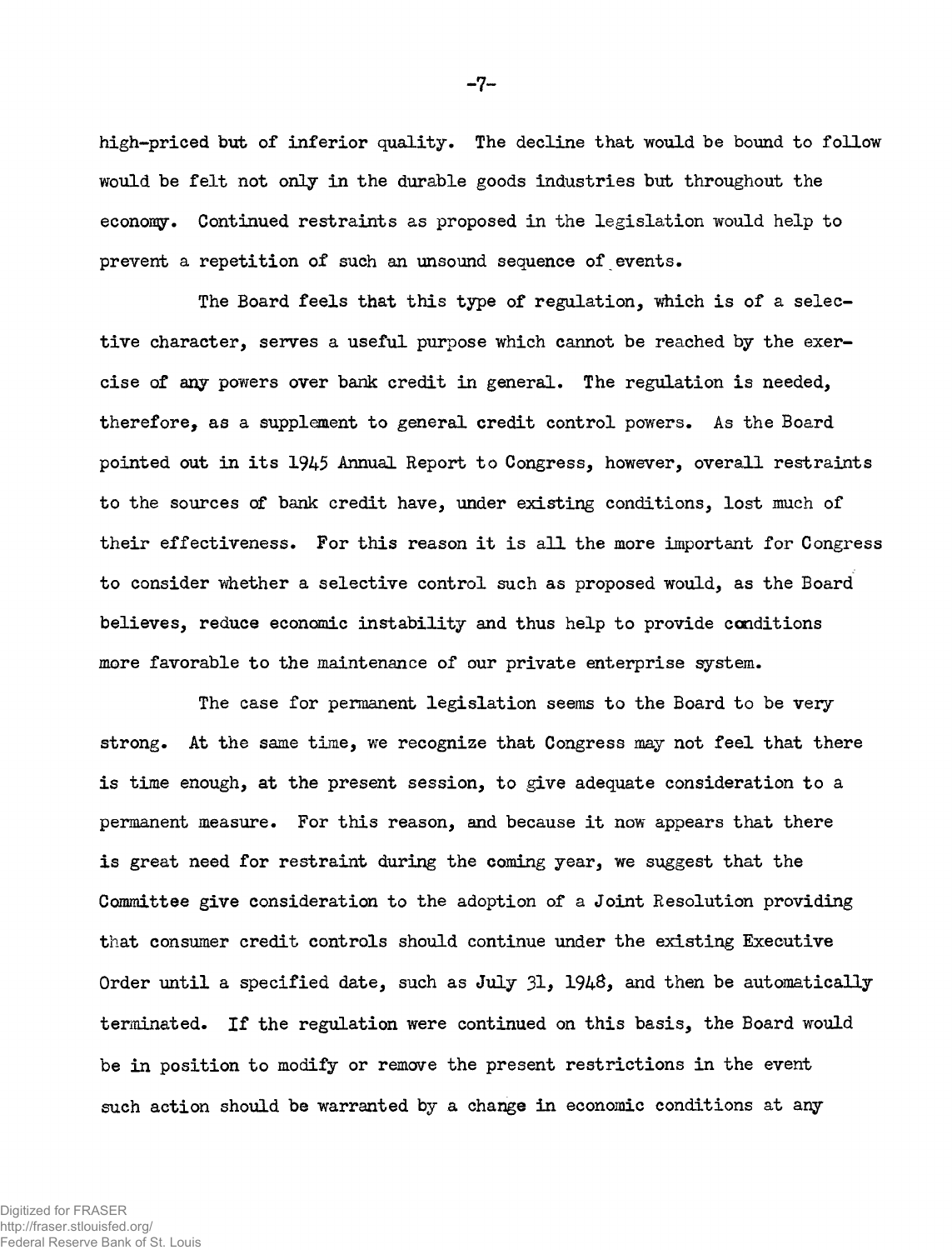high-priced but of inferior quality. The decline that would be bound to follow would be felt not only in the durable goods industries but throughout the economy. Continued restraints as proposed in the legislation would help to prevent a repetition of such an unsound sequence of events.

The Board feels that this type of regulation, which is of a selective character, serves a useful purpose which cannot be reached by the exercise of any powers over bank credit in general. The regulation is needed, therefore, as a supplement to general credit control powers. As the Board pointed out in its 1945 Annual Report to Congress, however, overall restraints to the sources of bank credit have, under existing conditions, lost much of their effectiveness. For this reason it is all the more important for Congress to consider whether a selective control such as proposed would, as the Board believes, reduce economic instability and thus help to provide conditions more favorable to the maintenance of our private enterprise system.

The case for permanent legislation seems to the Board to be very strong. At the same time, we recognize that Congress may not feel that there is time enough, at the present session, to give adequate consideration to a permanent measure. For this reason, and because it now appears that there is great need for restraint during the coming year, we suggest that the Committee give consideration to the adoption of a Joint Resolution providing that consumer credit controls should continue under the existing Executive Order until a specified date, such as July 31, 1948, and then be automatically terminated. If the regulation were continued on this basis, the Board would be in position to modify or remove the present restrictions in the event such action should be warranted by a change in economic conditions at any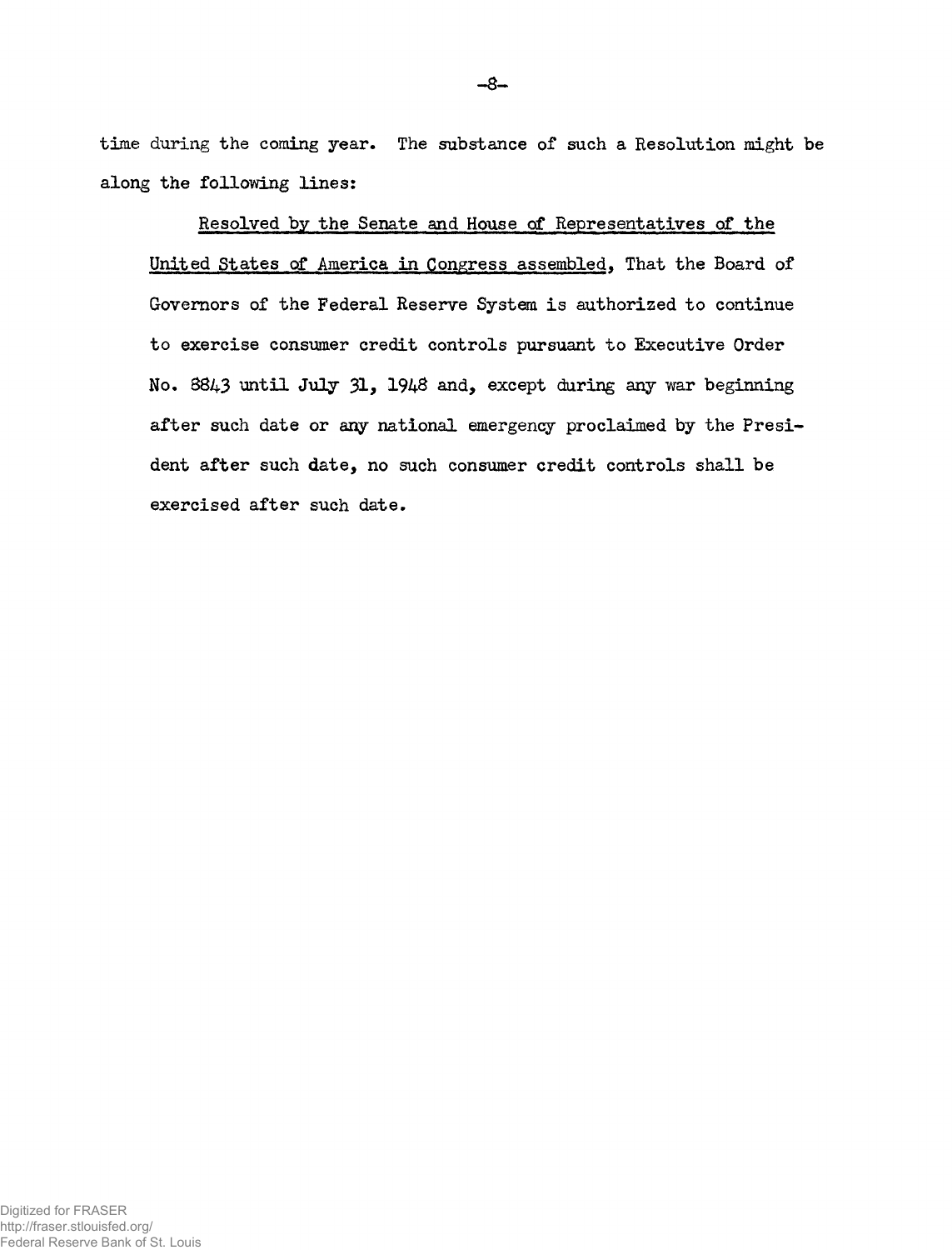time during the coming year. The substance of such a Resolution might be along the following lines:

> Resolved by the Senate and House of Representatives of the United States of America in Congress assembled, That the Board of Governors of the Federal Reserve System is authorized to continue to exercise consumer credit controls pursuant to Executive Order No. 8843 until July 31, 1948 and, except during any war beginning after such date or any national emergency proclaimed by the President after such date, no such consumer credit controls shall be exercised after such date.